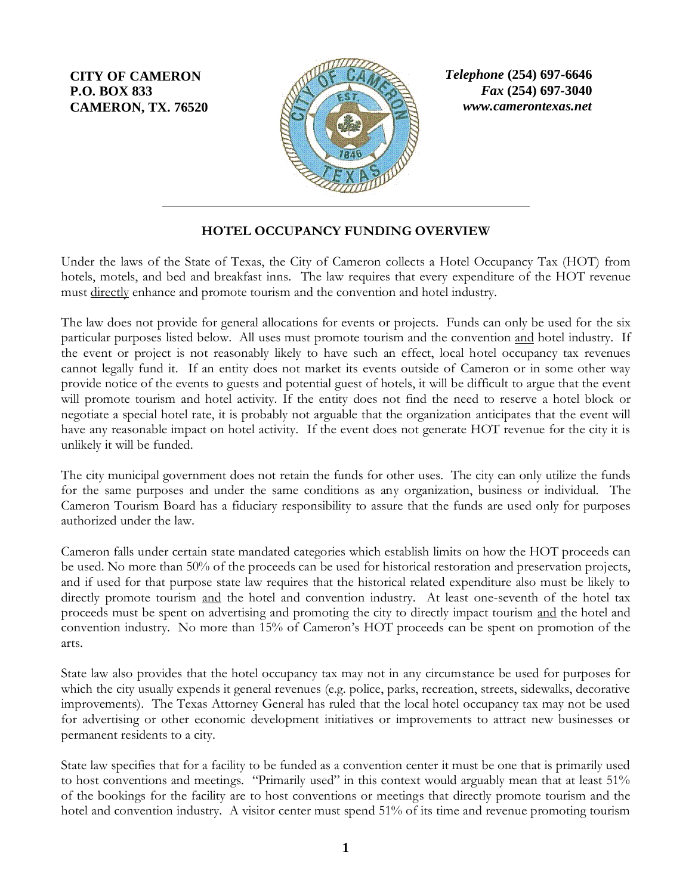**CITY OF CAMERON**
**P.O. BOX 833**
**CAMERON, TX. 76520**

***Telephone* (254) 697-6646**
***Fax* (254) 697-3040**
***www.camerontexas.net***

---

## HOTEL OCCUPANCY FUNDING OVERVIEW

Under the laws of the State of Texas, the City of Cameron collects a Hotel Occupancy Tax (HOT) from hotels, motels, and bed and breakfast inns. The law requires that every expenditure of the HOT revenue must <u>directly</u> enhance and promote tourism and the convention and hotel industry.

The law does not provide for general allocations for events or projects. Funds can only be used for the six particular purposes listed below. All uses must promote tourism and the convention <u>and</u> hotel industry. If the event or project is not reasonably likely to have such an effect, local hotel occupancy tax revenues cannot legally fund it. If an entity does not market its events outside of Cameron or in some other way provide notice of the events to guests and potential guest of hotels, it will be difficult to argue that the event will promote tourism and hotel activity. If the entity does not find the need to reserve a hotel block or negotiate a special hotel rate, it is probably not arguable that the organization anticipates that the event will have any reasonable impact on hotel activity. If the event does not generate HOT revenue for the city it is unlikely it will be funded.

The city municipal government does not retain the funds for other uses. The city can only utilize the funds for the same purposes and under the same conditions as any organization, business or individual. The Cameron Tourism Board has a fiduciary responsibility to assure that the funds are used only for purposes authorized under the law.

Cameron falls under certain state mandated categories which establish limits on how the HOT proceeds can be used. No more than 50% of the proceeds can be used for historical restoration and preservation projects, and if used for that purpose state law requires that the historical related expenditure also must be likely to directly promote tourism <u>and</u> the hotel and convention industry. At least one-seventh of the hotel tax proceeds must be spent on advertising and promoting the city to directly impact tourism <u>and</u> the hotel and convention industry. No more than 15% of Cameron's HOT proceeds can be spent on promotion of the arts.

State law also provides that the hotel occupancy tax may not in any circumstance be used for purposes for which the city usually expends it general revenues (e.g. police, parks, recreation, streets, sidewalks, decorative improvements). The Texas Attorney General has ruled that the local hotel occupancy tax may not be used for advertising or other economic development initiatives or improvements to attract new businesses or permanent residents to a city.

State law specifies that for a facility to be funded as a convention center it must be one that is primarily used to host conventions and meetings. "Primarily used" in this context would arguably mean that at least 51% of the bookings for the facility are to host conventions or meetings that directly promote tourism and the hotel and convention industry. A visitor center must spend 51% of its time and revenue promoting tourism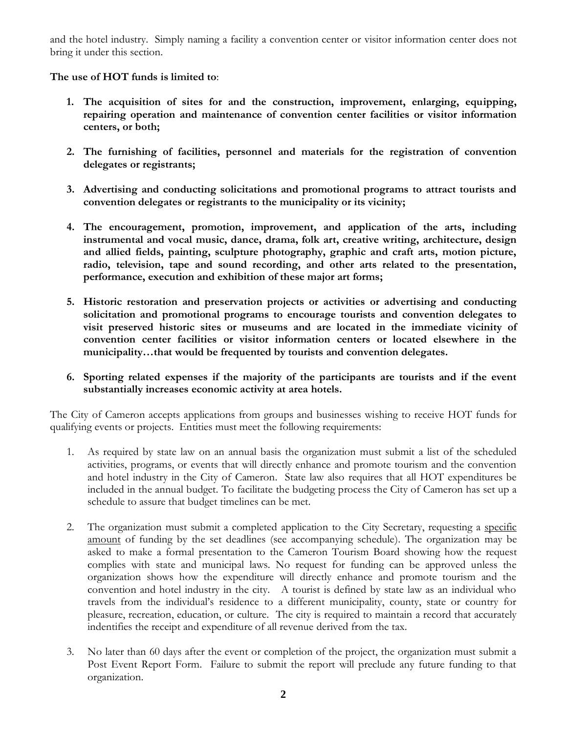and the hotel industry. Simply naming a facility a convention center or visitor information center does not bring it under this section.

**The use of HOT funds is limited to**:

1. **The acquisition of sites for and the construction, improvement, enlarging, equipping, repairing operation and maintenance of convention center facilities or visitor information centers, or both;**

2. **The furnishing of facilities, personnel and materials for the registration of convention delegates or registrants;**

3. **Advertising and conducting solicitations and promotional programs to attract tourists and convention delegates or registrants to the municipality or its vicinity;**

4. **The encouragement, promotion, improvement, and application of the arts, including instrumental and vocal music, dance, drama, folk art, creative writing, architecture, design and allied fields, painting, sculpture photography, graphic and craft arts, motion picture, radio, television, tape and sound recording, and other arts related to the presentation, performance, execution and exhibition of these major art forms;**

5. **Historic restoration and preservation projects or activities or advertising and conducting solicitation and promotional programs to encourage tourists and convention delegates to visit preserved historic sites or museums and are located in the immediate vicinity of convention center facilities or visitor information centers or located elsewhere in the municipality…that would be frequented by tourists and convention delegates.**

6. **Sporting related expenses if the majority of the participants are tourists and if the event substantially increases economic activity at area hotels.**

The City of Cameron accepts applications from groups and businesses wishing to receive HOT funds for qualifying events or projects. Entities must meet the following requirements:

1. As required by state law on an annual basis the organization must submit a list of the scheduled activities, programs, or events that will directly enhance and promote tourism and the convention and hotel industry in the City of Cameron. State law also requires that all HOT expenditures be included in the annual budget. To facilitate the budgeting process the City of Cameron has set up a schedule to assure that budget timelines can be met.

2. The organization must submit a completed application to the City Secretary, requesting a <u>specific amount</u> of funding by the set deadlines (see accompanying schedule). The organization may be asked to make a formal presentation to the Cameron Tourism Board showing how the request complies with state and municipal laws. No request for funding can be approved unless the organization shows how the expenditure will directly enhance and promote tourism and the convention and hotel industry in the city. A tourist is defined by state law as an individual who travels from the individual's residence to a different municipality, county, state or country for pleasure, recreation, education, or culture. The city is required to maintain a record that accurately indentifies the receipt and expenditure of all revenue derived from the tax.

3. No later than 60 days after the event or completion of the project, the organization must submit a Post Event Report Form. Failure to submit the report will preclude any future funding to that organization.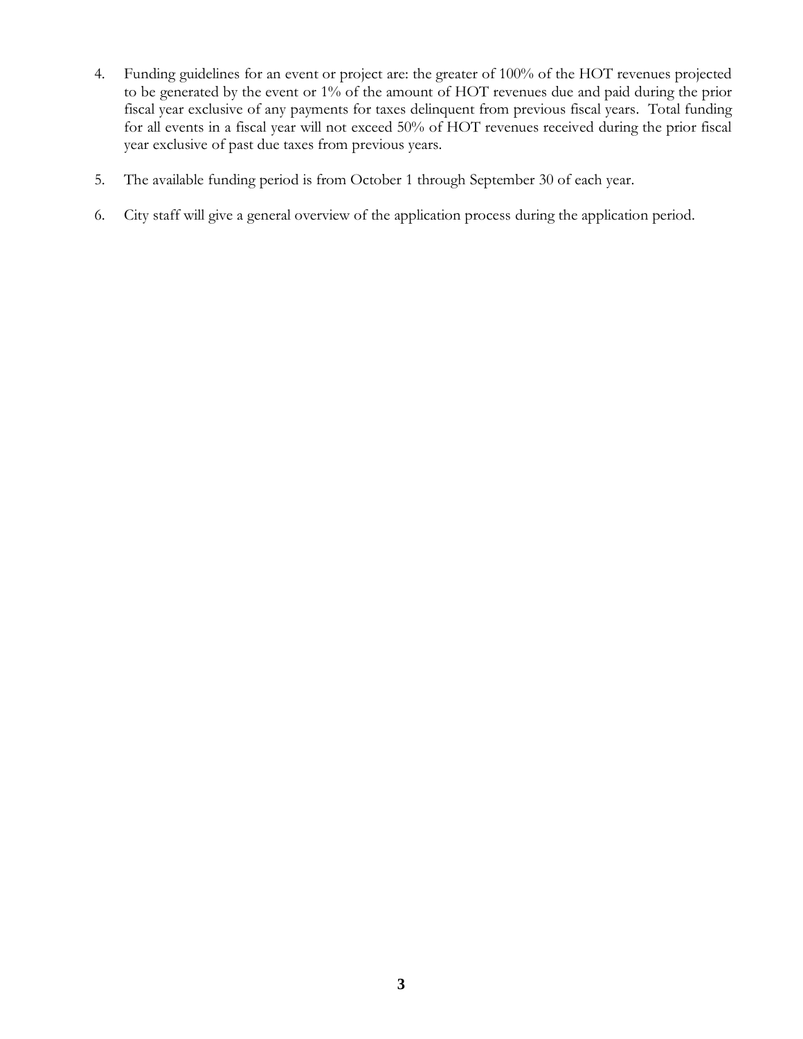4. Funding guidelines for an event or project are: the greater of 100% of the HOT revenues projected to be generated by the event or 1% of the amount of HOT revenues due and paid during the prior fiscal year exclusive of any payments for taxes delinquent from previous fiscal years. Total funding for all events in a fiscal year will not exceed 50% of HOT revenues received during the prior fiscal year exclusive of past due taxes from previous years.

5. The available funding period is from October 1 through September 30 of each year.

6. City staff will give a general overview of the application process during the application period.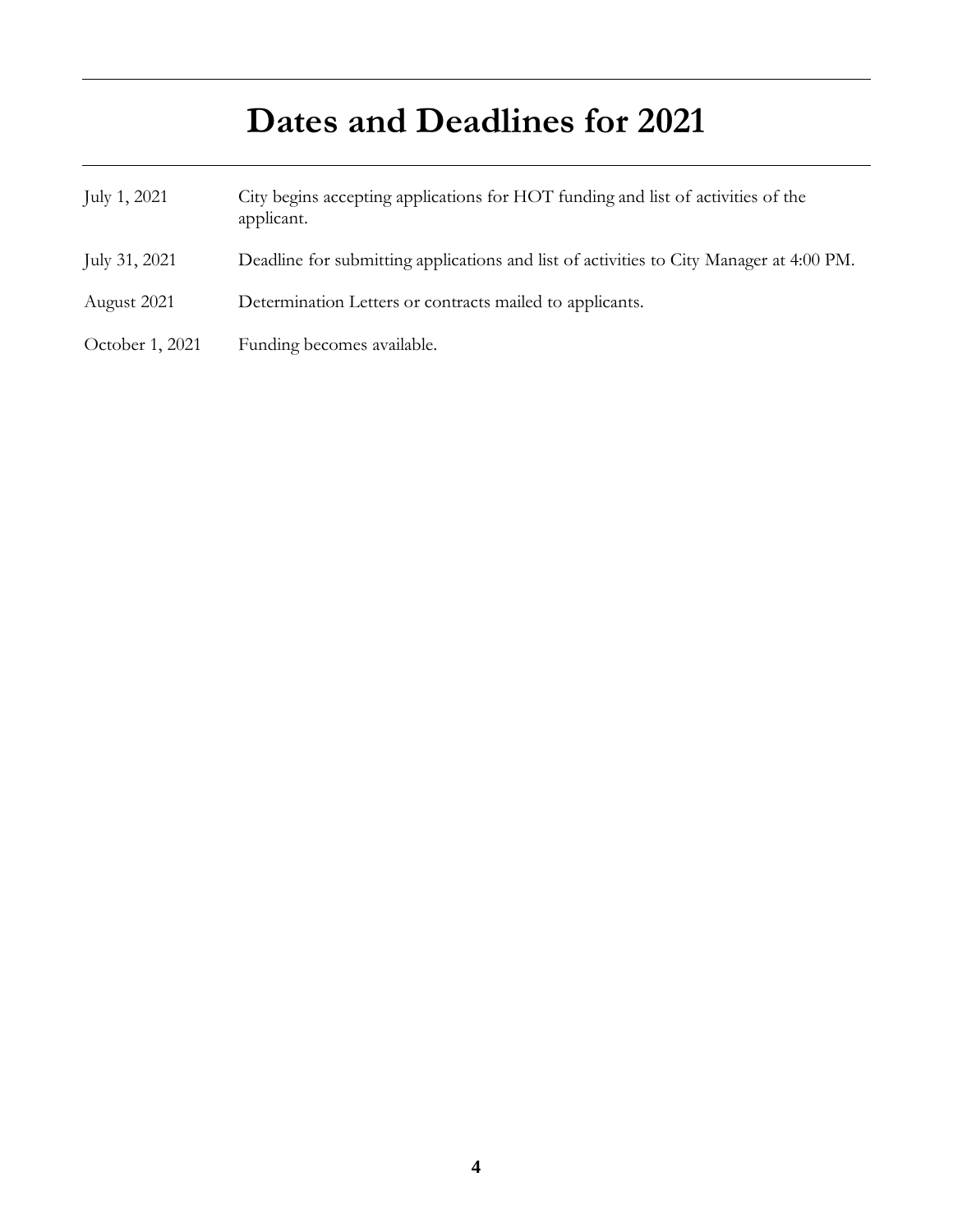# Dates and Deadlines for 2021

| | |
|---|---|
| July 1, 2021 | City begins accepting applications for HOT funding and list of activities of the applicant. |
| July 31, 2021 | Deadline for submitting applications and list of activities to City Manager at 4:00 PM. |
| August 2021 | Determination Letters or contracts mailed to applicants. |
| October 1, 2021 | Funding becomes available. |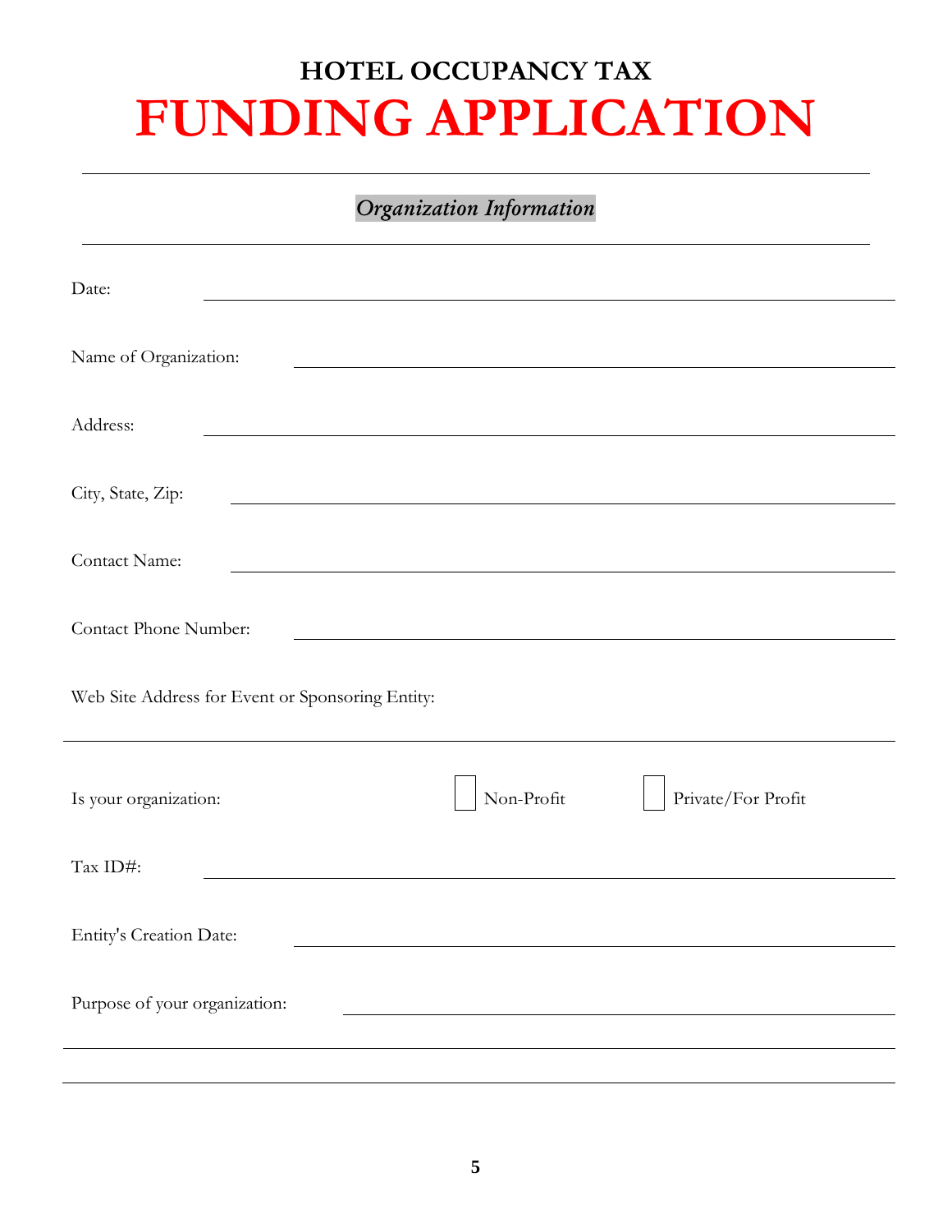# HOTEL OCCUPANCY TAX

# FUNDING APPLICATION

---

***Organization Information***

---

Date: ______________________________

Name of Organization: ______________________________

Address: ______________________________

City, State, Zip: ______________________________

Contact Name: ______________________________

Contact Phone Number: ______________________________

Web Site Address for Event or Sponsoring Entity:

______________________________

Is your organization: ☐ Non-Profit ☐ Private/For Profit

Tax ID#: ______________________________

Entity's Creation Date: ______________________________

Purpose of your organization: ______________________________

______________________________

______________________________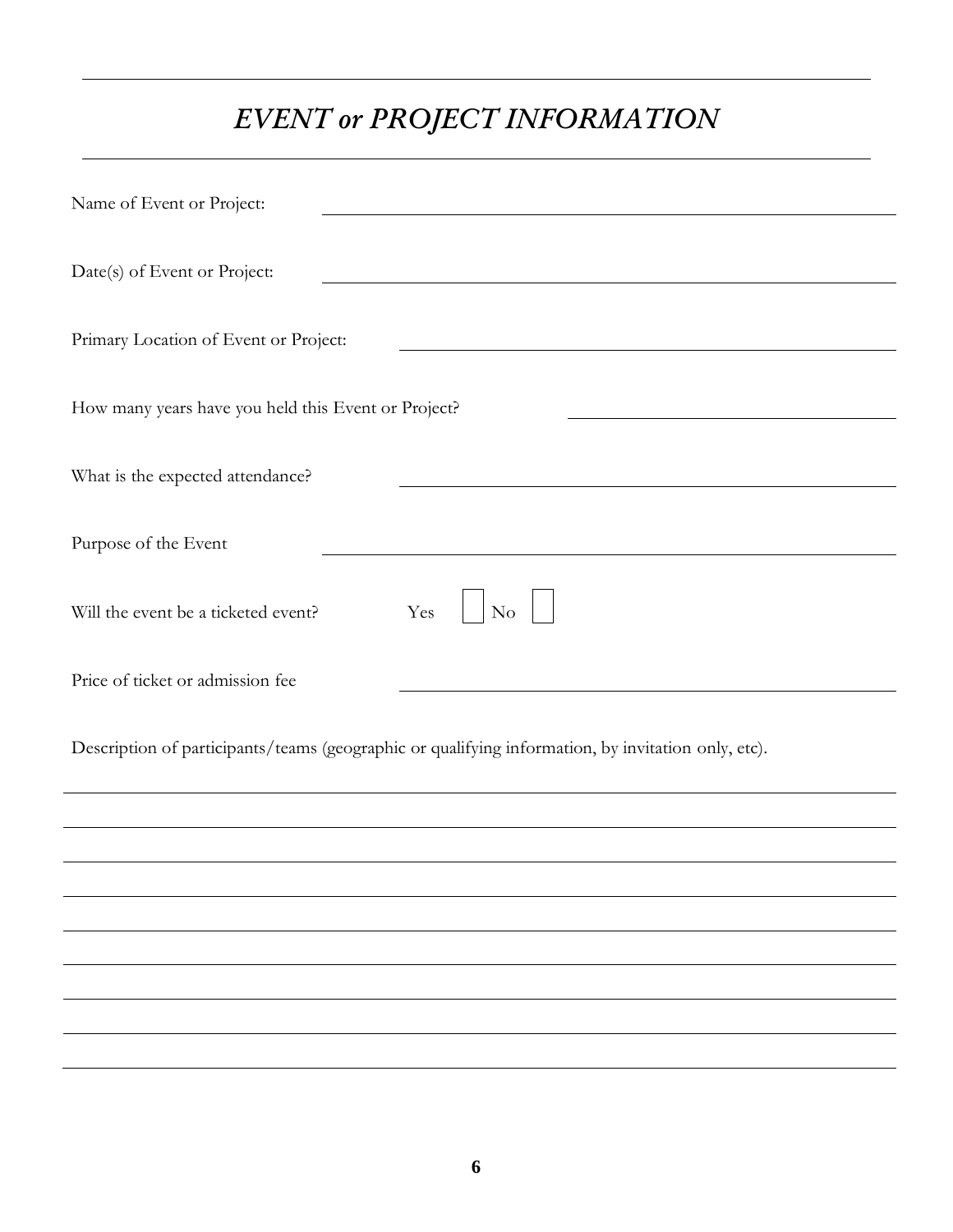# *EVENT or PROJECT INFORMATION*

Name of Event or Project: \_\_\_\_\_\_\_\_\_\_\_\_\_\_\_\_\_\_\_\_\_\_\_\_\_\_\_\_\_\_\_\_\_\_\_\_\_\_\_\_

Date(s) of Event or Project: \_\_\_\_\_\_\_\_\_\_\_\_\_\_\_\_\_\_\_\_\_\_\_\_\_\_\_\_\_\_\_\_\_\_\_\_\_\_\_\_

Primary Location of Event or Project: \_\_\_\_\_\_\_\_\_\_\_\_\_\_\_\_\_\_\_\_\_\_\_\_\_\_\_\_\_\_\_\_\_\_

How many years have you held this Event or Project? \_\_\_\_\_\_\_\_\_\_\_\_\_\_\_\_\_\_\_\_\_\_

What is the expected attendance? \_\_\_\_\_\_\_\_\_\_\_\_\_\_\_\_\_\_\_\_\_\_\_\_\_\_\_\_\_\_\_\_\_\_

Purpose of the Event \_\_\_\_\_\_\_\_\_\_\_\_\_\_\_\_\_\_\_\_\_\_\_\_\_\_\_\_\_\_\_\_\_\_\_\_\_\_\_\_

Will the event be a ticketed event? Yes ☐ No ☐

Price of ticket or admission fee \_\_\_\_\_\_\_\_\_\_\_\_\_\_\_\_\_\_\_\_\_\_\_\_\_\_\_\_\_\_\_\_\_\_

Description of participants/teams (geographic or qualifying information, by invitation only, etc).

\_\_\_\_\_\_\_\_\_\_\_\_\_\_\_\_\_\_\_\_\_\_\_\_\_\_\_\_\_\_\_\_\_\_\_\_\_\_\_\_\_\_\_\_\_\_\_\_\_\_\_\_\_\_\_\_\_\_\_\_\_\_\_\_\_\_\_\_\_\_\_\_\_\_\_\_

\_\_\_\_\_\_\_\_\_\_\_\_\_\_\_\_\_\_\_\_\_\_\_\_\_\_\_\_\_\_\_\_\_\_\_\_\_\_\_\_\_\_\_\_\_\_\_\_\_\_\_\_\_\_\_\_\_\_\_\_\_\_\_\_\_\_\_\_\_\_\_\_\_\_\_\_

\_\_\_\_\_\_\_\_\_\_\_\_\_\_\_\_\_\_\_\_\_\_\_\_\_\_\_\_\_\_\_\_\_\_\_\_\_\_\_\_\_\_\_\_\_\_\_\_\_\_\_\_\_\_\_\_\_\_\_\_\_\_\_\_\_\_\_\_\_\_\_\_\_\_\_\_

\_\_\_\_\_\_\_\_\_\_\_\_\_\_\_\_\_\_\_\_\_\_\_\_\_\_\_\_\_\_\_\_\_\_\_\_\_\_\_\_\_\_\_\_\_\_\_\_\_\_\_\_\_\_\_\_\_\_\_\_\_\_\_\_\_\_\_\_\_\_\_\_\_\_\_\_

\_\_\_\_\_\_\_\_\_\_\_\_\_\_\_\_\_\_\_\_\_\_\_\_\_\_\_\_\_\_\_\_\_\_\_\_\_\_\_\_\_\_\_\_\_\_\_\_\_\_\_\_\_\_\_\_\_\_\_\_\_\_\_\_\_\_\_\_\_\_\_\_\_\_\_\_

\_\_\_\_\_\_\_\_\_\_\_\_\_\_\_\_\_\_\_\_\_\_\_\_\_\_\_\_\_\_\_\_\_\_\_\_\_\_\_\_\_\_\_\_\_\_\_\_\_\_\_\_\_\_\_\_\_\_\_\_\_\_\_\_\_\_\_\_\_\_\_\_\_\_\_\_

\_\_\_\_\_\_\_\_\_\_\_\_\_\_\_\_\_\_\_\_\_\_\_\_\_\_\_\_\_\_\_\_\_\_\_\_\_\_\_\_\_\_\_\_\_\_\_\_\_\_\_\_\_\_\_\_\_\_\_\_\_\_\_\_\_\_\_\_\_\_\_\_\_\_\_\_

\_\_\_\_\_\_\_\_\_\_\_\_\_\_\_\_\_\_\_\_\_\_\_\_\_\_\_\_\_\_\_\_\_\_\_\_\_\_\_\_\_\_\_\_\_\_\_\_\_\_\_\_\_\_\_\_\_\_\_\_\_\_\_\_\_\_\_\_\_\_\_\_\_\_\_\_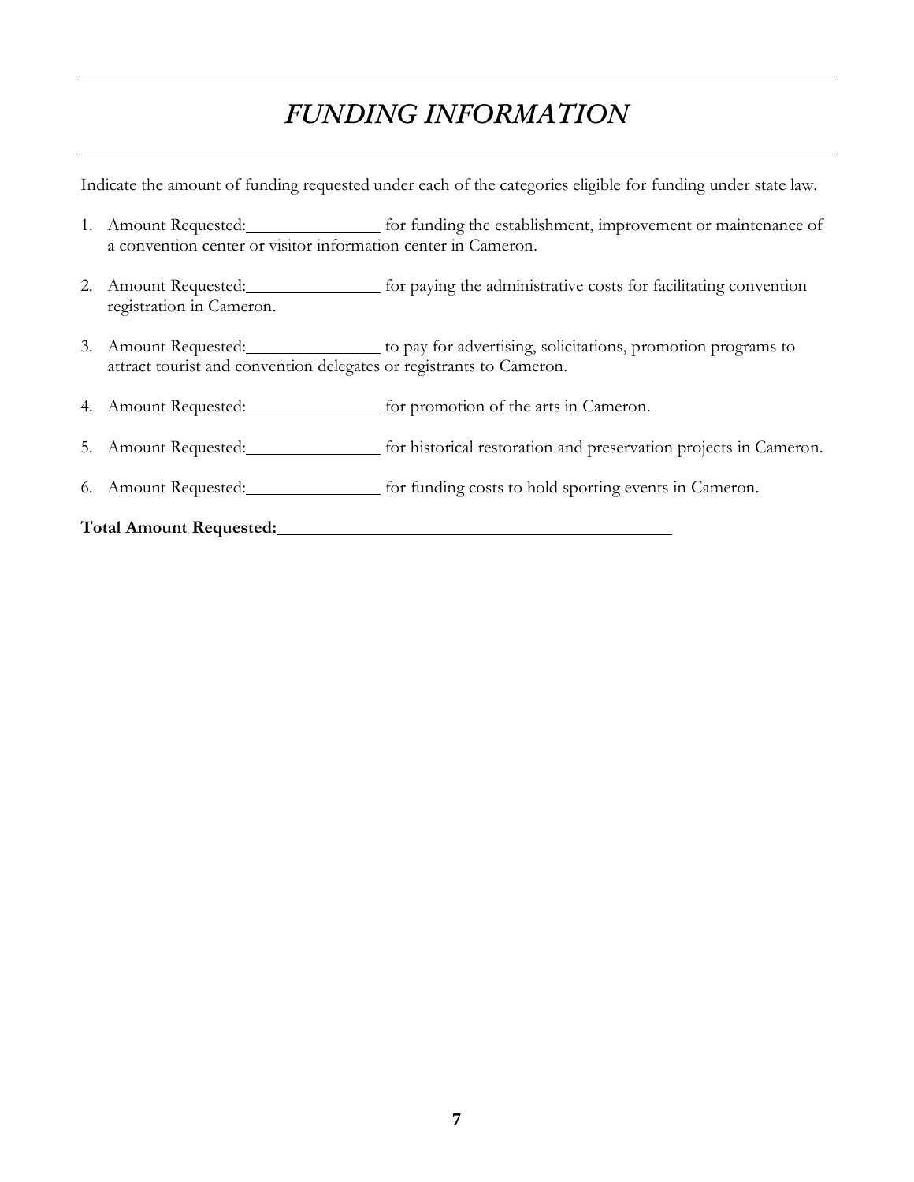# *FUNDING INFORMATION*

Indicate the amount of funding requested under each of the categories eligible for funding under state law.

1. Amount Requested:_______________ for funding the establishment, improvement or maintenance of a convention center or visitor information center in Cameron.
2. Amount Requested:_______________ for paying the administrative costs for facilitating convention registration in Cameron.
3. Amount Requested:_______________ to pay for advertising, solicitations, promotion programs to attract tourist and convention delegates or registrants to Cameron.
4. Amount Requested:_______________ for promotion of the arts in Cameron.
5. Amount Requested:_______________ for historical restoration and preservation projects in Cameron.
6. Amount Requested:_______________ for funding costs to hold sporting events in Cameron.

**Total Amount Requested:**_____________________________________________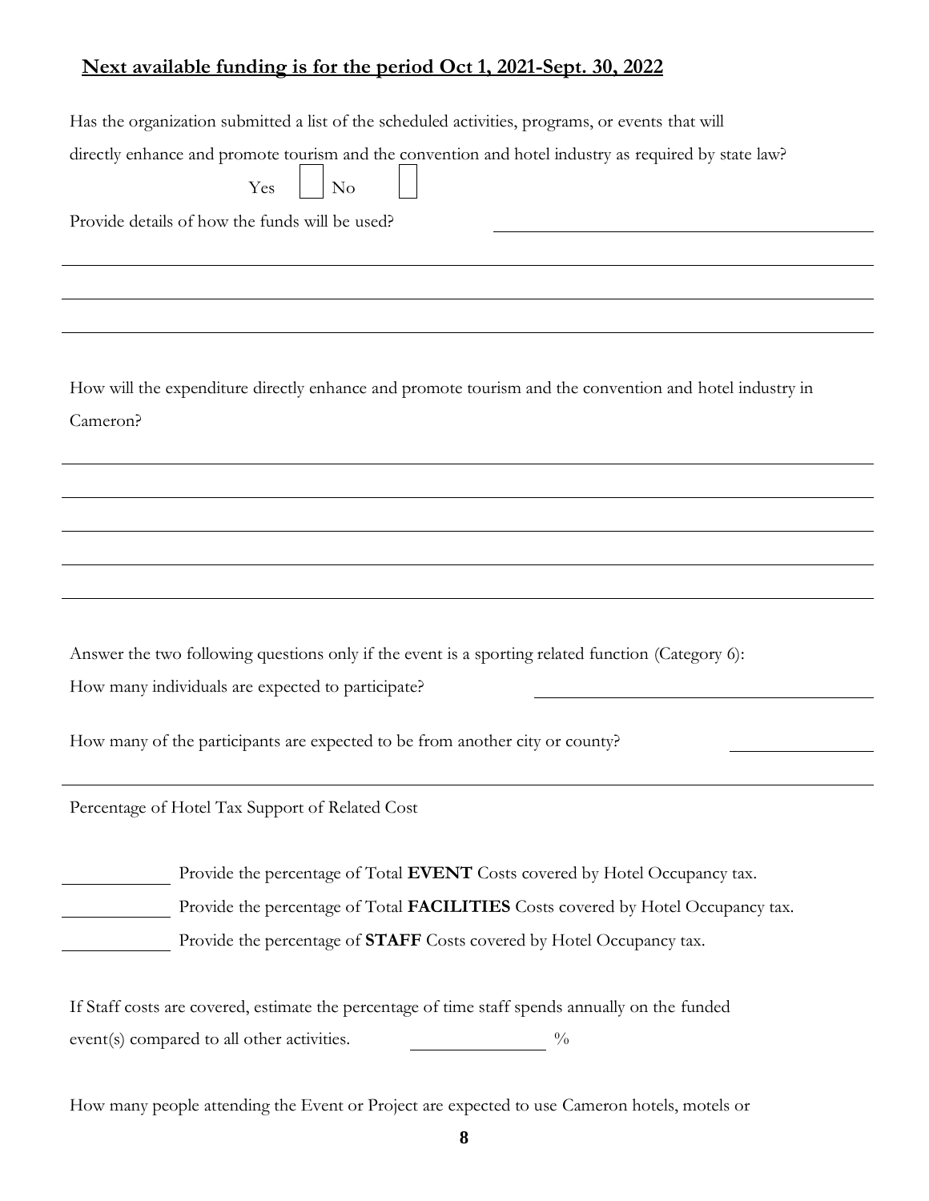**Next available funding is for the period Oct 1, 2021-Sept. 30, 2022**

Has the organization submitted a list of the scheduled activities, programs, or events that will directly enhance and promote tourism and the convention and hotel industry as required by state law?

Yes ☐ No ☐

Provide details of how the funds will be used? \_\_\_\_\_\_\_\_\_\_\_\_\_\_\_\_\_\_\_\_\_\_\_\_\_\_\_\_\_\_

\_\_\_\_\_\_\_\_\_\_\_\_\_\_\_\_\_\_\_\_\_\_\_\_\_\_\_\_\_\_\_\_\_\_\_\_\_\_\_\_\_\_\_\_\_\_\_\_\_\_\_\_\_\_\_\_\_\_\_\_\_\_\_\_\_\_

\_\_\_\_\_\_\_\_\_\_\_\_\_\_\_\_\_\_\_\_\_\_\_\_\_\_\_\_\_\_\_\_\_\_\_\_\_\_\_\_\_\_\_\_\_\_\_\_\_\_\_\_\_\_\_\_\_\_\_\_\_\_\_\_\_\_

\_\_\_\_\_\_\_\_\_\_\_\_\_\_\_\_\_\_\_\_\_\_\_\_\_\_\_\_\_\_\_\_\_\_\_\_\_\_\_\_\_\_\_\_\_\_\_\_\_\_\_\_\_\_\_\_\_\_\_\_\_\_\_\_\_\_

How will the expenditure directly enhance and promote tourism and the convention and hotel industry in Cameron?

\_\_\_\_\_\_\_\_\_\_\_\_\_\_\_\_\_\_\_\_\_\_\_\_\_\_\_\_\_\_\_\_\_\_\_\_\_\_\_\_\_\_\_\_\_\_\_\_\_\_\_\_\_\_\_\_\_\_\_\_\_\_\_\_\_\_

\_\_\_\_\_\_\_\_\_\_\_\_\_\_\_\_\_\_\_\_\_\_\_\_\_\_\_\_\_\_\_\_\_\_\_\_\_\_\_\_\_\_\_\_\_\_\_\_\_\_\_\_\_\_\_\_\_\_\_\_\_\_\_\_\_\_

\_\_\_\_\_\_\_\_\_\_\_\_\_\_\_\_\_\_\_\_\_\_\_\_\_\_\_\_\_\_\_\_\_\_\_\_\_\_\_\_\_\_\_\_\_\_\_\_\_\_\_\_\_\_\_\_\_\_\_\_\_\_\_\_\_\_

\_\_\_\_\_\_\_\_\_\_\_\_\_\_\_\_\_\_\_\_\_\_\_\_\_\_\_\_\_\_\_\_\_\_\_\_\_\_\_\_\_\_\_\_\_\_\_\_\_\_\_\_\_\_\_\_\_\_\_\_\_\_\_\_\_\_

\_\_\_\_\_\_\_\_\_\_\_\_\_\_\_\_\_\_\_\_\_\_\_\_\_\_\_\_\_\_\_\_\_\_\_\_\_\_\_\_\_\_\_\_\_\_\_\_\_\_\_\_\_\_\_\_\_\_\_\_\_\_\_\_\_\_

Answer the two following questions only if the event is a sporting related function (Category 6):

How many individuals are expected to participate? \_\_\_\_\_\_\_\_\_\_\_\_\_\_\_\_\_\_\_\_\_\_\_\_\_\_\_\_

How many of the participants are expected to be from another city or county? \_\_\_\_\_\_\_\_\_\_\_\_

---

Percentage of Hotel Tax Support of Related Cost

\_\_\_\_\_\_\_\_ Provide the percentage of Total **EVENT** Costs covered by Hotel Occupancy tax.

\_\_\_\_\_\_\_\_ Provide the percentage of Total **FACILITIES** Costs covered by Hotel Occupancy tax.

\_\_\_\_\_\_\_\_ Provide the percentage of **STAFF** Costs covered by Hotel Occupancy tax.

If Staff costs are covered, estimate the percentage of time staff spends annually on the funded event(s) compared to all other activities. \_\_\_\_\_\_\_\_\_\_ %

How many people attending the Event or Project are expected to use Cameron hotels, motels or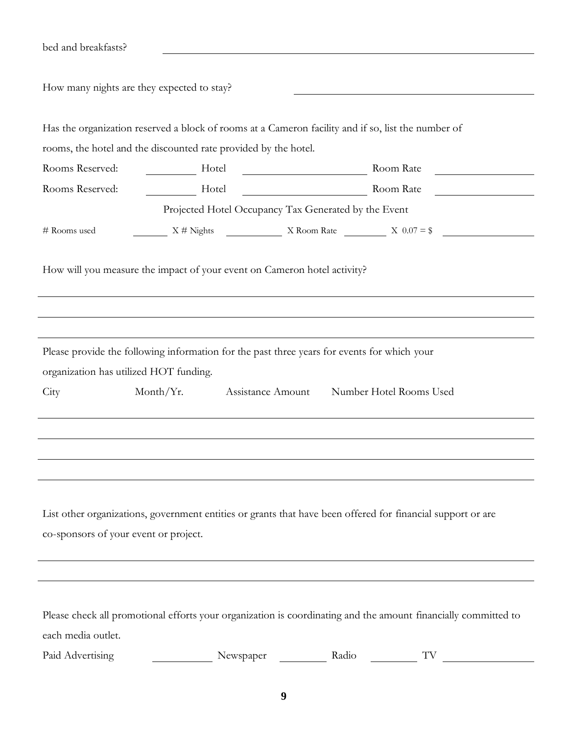bed and breakfasts? ______________________________

How many nights are they expected to stay? ______________________________

Has the organization reserved a block of rooms at a Cameron facility and if so, list the number of rooms, the hotel and the discounted rate provided by the hotel.

Rooms Reserved: ________ Hotel ____________________ Room Rate ______________

Rooms Reserved: ________ Hotel ____________________ Room Rate ______________

Projected Hotel Occupancy Tax Generated by the Event

# Rooms used ______ X # Nights __________ X Room Rate ________ X 0.07 = $ ______________

How will you measure the impact of your event on Cameron hotel activity?

______________________________________________________________________________

______________________________________________________________________________

______________________________________________________________________________

Please provide the following information for the past three years for events for which your organization has utilized HOT funding.

| City | Month/Yr. | Assistance Amount | Number Hotel Rooms Used |
| --- | --- | --- | --- |
| | | | |
| | | | |
| | | | |
| | | | |

List other organizations, government entities or grants that have been offered for financial support or are co-sponsors of your event or project.

______________________________________________________________________________

______________________________________________________________________________

Please check all promotional efforts your organization is coordinating and the amount financially committed to each media outlet.

Paid Advertising __________ Newspaper ________ Radio ________ TV ______________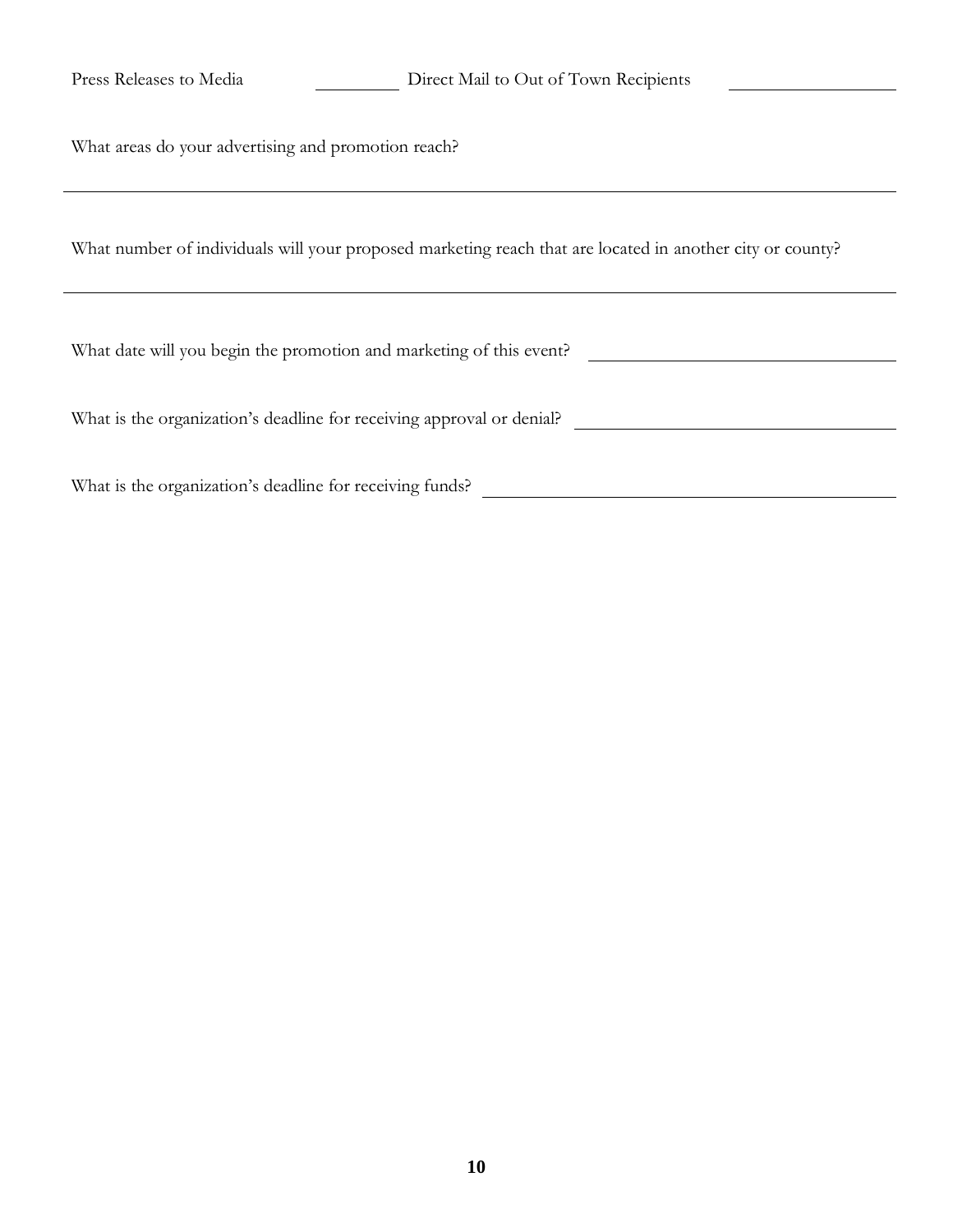Press Releases to Media \_\_\_\_\_\_\_\_\_\_ Direct Mail to Out of Town Recipients \_\_\_\_\_\_\_\_\_\_\_\_\_\_\_\_\_\_\_\_

What areas do your advertising and promotion reach?

\_\_\_\_\_\_\_\_\_\_\_\_\_\_\_\_\_\_\_\_\_\_\_\_\_\_\_\_\_\_\_\_\_\_\_\_\_\_\_\_\_\_\_\_\_\_\_\_\_\_\_\_\_\_\_\_\_\_\_\_\_\_\_\_\_\_\_\_\_\_\_\_\_\_\_\_\_\_\_\_\_\_\_\_\_\_\_\_\_\_\_\_\_\_\_\_

What number of individuals will your proposed marketing reach that are located in another city or county?

\_\_\_\_\_\_\_\_\_\_\_\_\_\_\_\_\_\_\_\_\_\_\_\_\_\_\_\_\_\_\_\_\_\_\_\_\_\_\_\_\_\_\_\_\_\_\_\_\_\_\_\_\_\_\_\_\_\_\_\_\_\_\_\_\_\_\_\_\_\_\_\_\_\_\_\_\_\_\_\_\_\_\_\_\_\_\_\_\_\_\_\_\_\_\_\_

What date will you begin the promotion and marketing of this event? \_\_\_\_\_\_\_\_\_\_\_\_\_\_\_\_\_\_\_\_\_\_\_\_\_\_\_\_\_\_\_\_\_\_\_\_

What is the organization's deadline for receiving approval or denial? \_\_\_\_\_\_\_\_\_\_\_\_\_\_\_\_\_\_\_\_\_\_\_\_\_\_\_\_\_\_\_\_\_\_\_\_

What is the organization's deadline for receiving funds? \_\_\_\_\_\_\_\_\_\_\_\_\_\_\_\_\_\_\_\_\_\_\_\_\_\_\_\_\_\_\_\_\_\_\_\_\_\_\_\_\_\_\_\_\_\_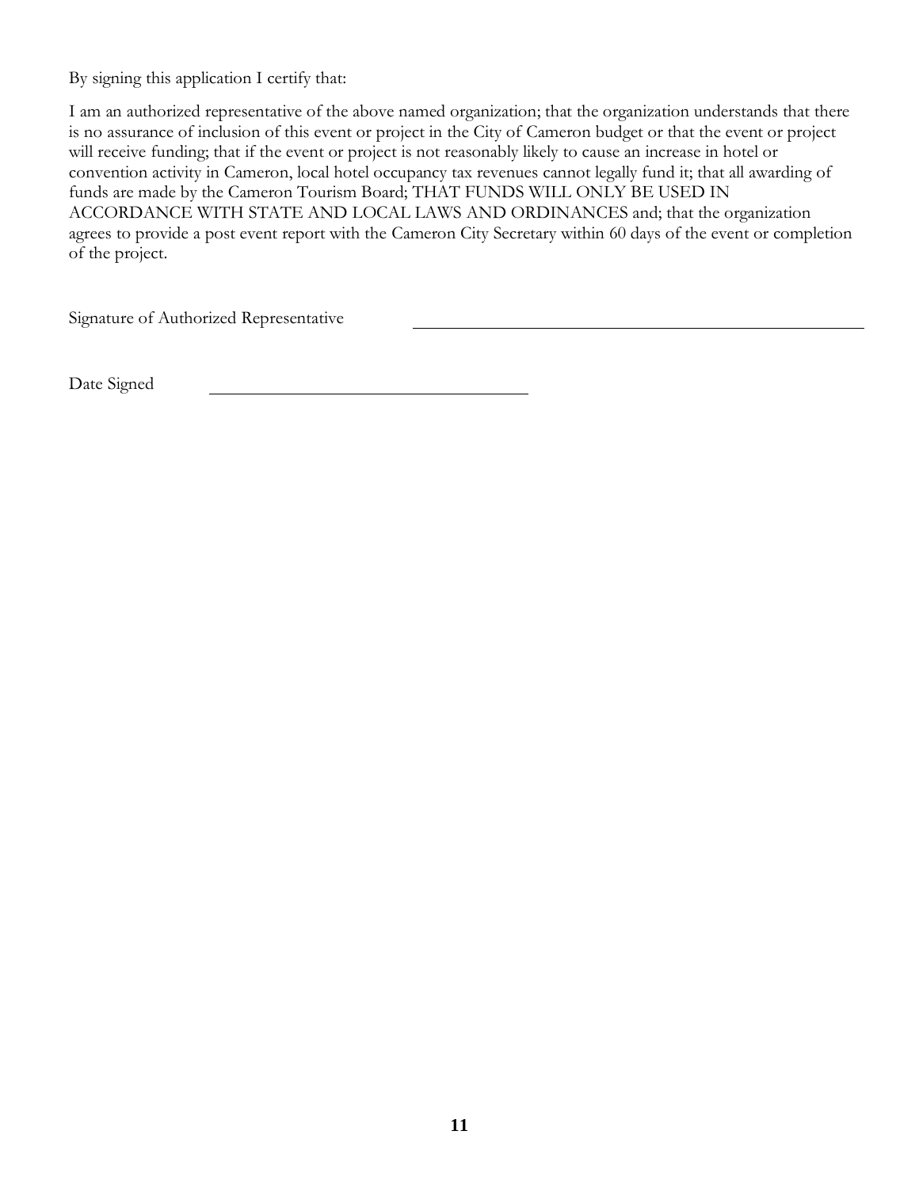By signing this application I certify that:

I am an authorized representative of the above named organization; that the organization understands that there is no assurance of inclusion of this event or project in the City of Cameron budget or that the event or project will receive funding; that if the event or project is not reasonably likely to cause an increase in hotel or convention activity in Cameron, local hotel occupancy tax revenues cannot legally fund it; that all awarding of funds are made by the Cameron Tourism Board; THAT FUNDS WILL ONLY BE USED IN ACCORDANCE WITH STATE AND LOCAL LAWS AND ORDINANCES and; that the organization agrees to provide a post event report with the Cameron City Secretary within 60 days of the event or completion of the project.

Signature of Authorized Representative ______________________________________________

Date Signed ______________________________